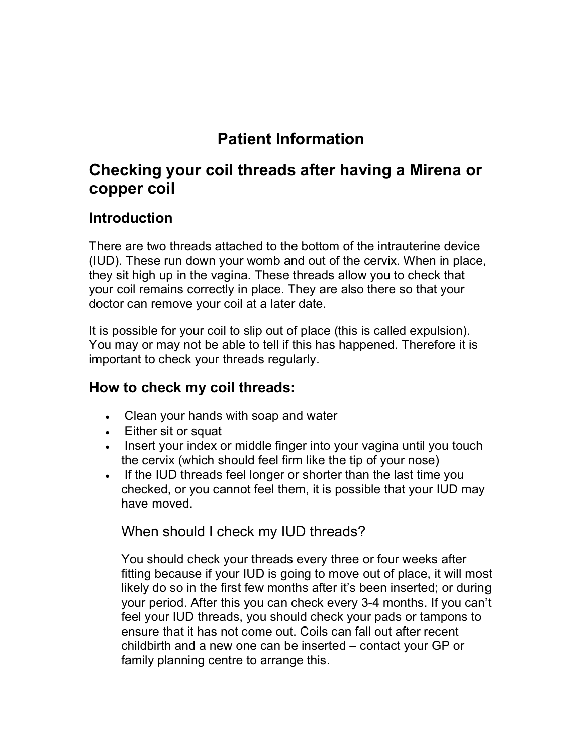# Patient Information

## Checking your coil threads after having a Mirena or copper coil

### Introduction

There are two threads attached to the bottom of the intrauterine device (IUD). These run down your womb and out of the cervix. When in place, they sit high up in the vagina. These threads allow you to check that your coil remains correctly in place. They are also there so that your doctor can remove your coil at a later date.

It is possible for your coil to slip out of place (this is called expulsion). You may or may not be able to tell if this has happened. Therefore it is important to check your threads regularly.

### How to check my coil threads:

- Clean your hands with soap and water
- Either sit or squat
- Insert your index or middle finger into your vagina until you touch the cervix (which should feel firm like the tip of your nose)
- If the IUD threads feel longer or shorter than the last time you checked, or you cannot feel them, it is possible that your IUD may have moved.

#### When should I check my IUD threads?

You should check your threads every three or four weeks after fitting because if your IUD is going to move out of place, it will most likely do so in the first few months after it's been inserted; or during your period. After this you can check every 3-4 months. If you can't feel your IUD threads, you should check your pads or tampons to ensure that it has not come out. Coils can fall out after recent childbirth and a new one can be inserted – contact your GP or family planning centre to arrange this.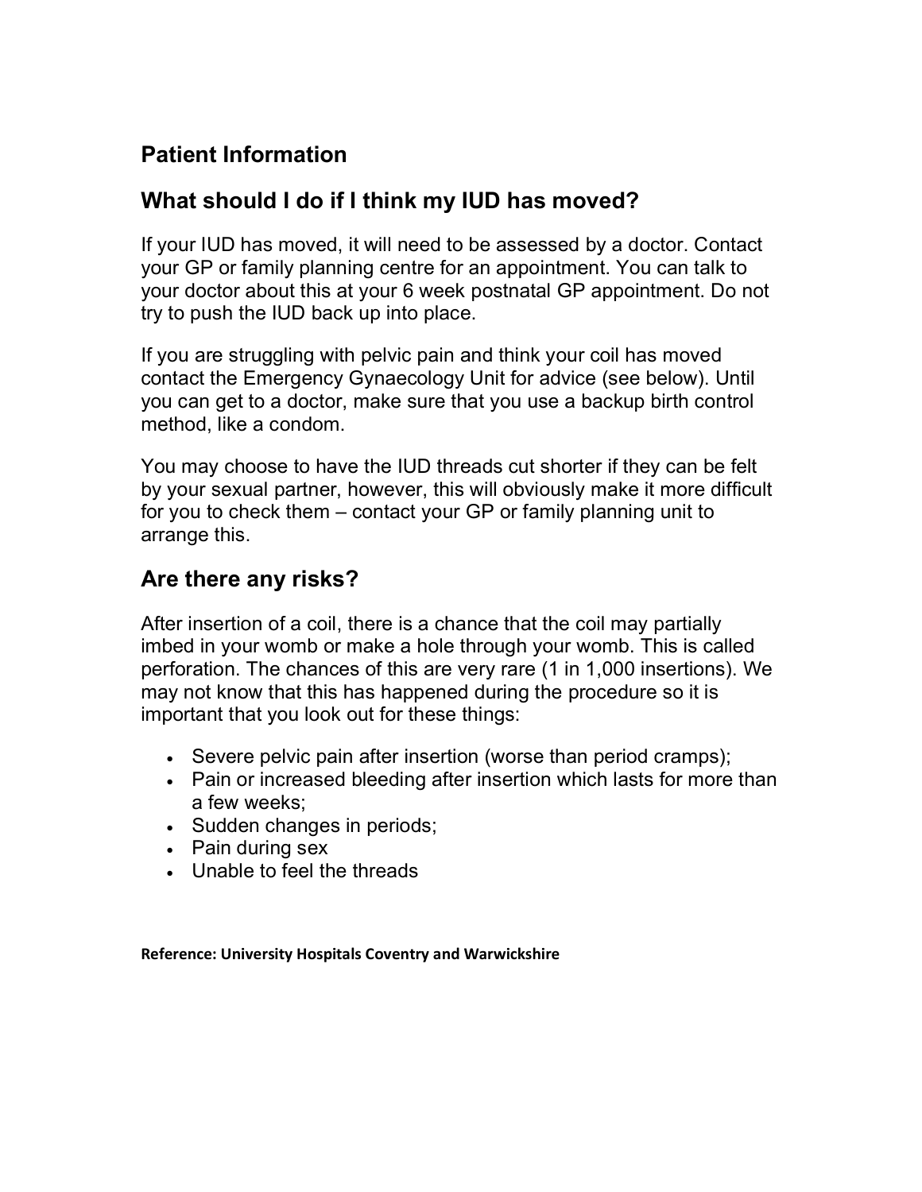## Patient Information

## What should I do if I think my IUD has moved?

If your IUD has moved, it will need to be assessed by a doctor. Contact your GP or family planning centre for an appointment. You can talk to your doctor about this at your 6 week postnatal GP appointment. Do not try to push the IUD back up into place.

If you are struggling with pelvic pain and think your coil has moved contact the Emergency Gynaecology Unit for advice (see below). Until you can get to a doctor, make sure that you use a backup birth control method, like a condom.

You may choose to have the IUD threads cut shorter if they can be felt by your sexual partner, however, this will obviously make it more difficult for you to check them – contact your GP or family planning unit to arrange this.

## Are there any risks?

After insertion of a coil, there is a chance that the coil may partially imbed in your womb or make a hole through your womb. This is called perforation. The chances of this are very rare (1 in 1,000 insertions). We may not know that this has happened during the procedure so it is important that you look out for these things:

- Severe pelvic pain after insertion (worse than period cramps);
- Pain or increased bleeding after insertion which lasts for more than a few weeks;
- Sudden changes in periods;
- Pain during sex
- Unable to feel the threads

**Reference: University Hospitals Coventry and Warwickshire**